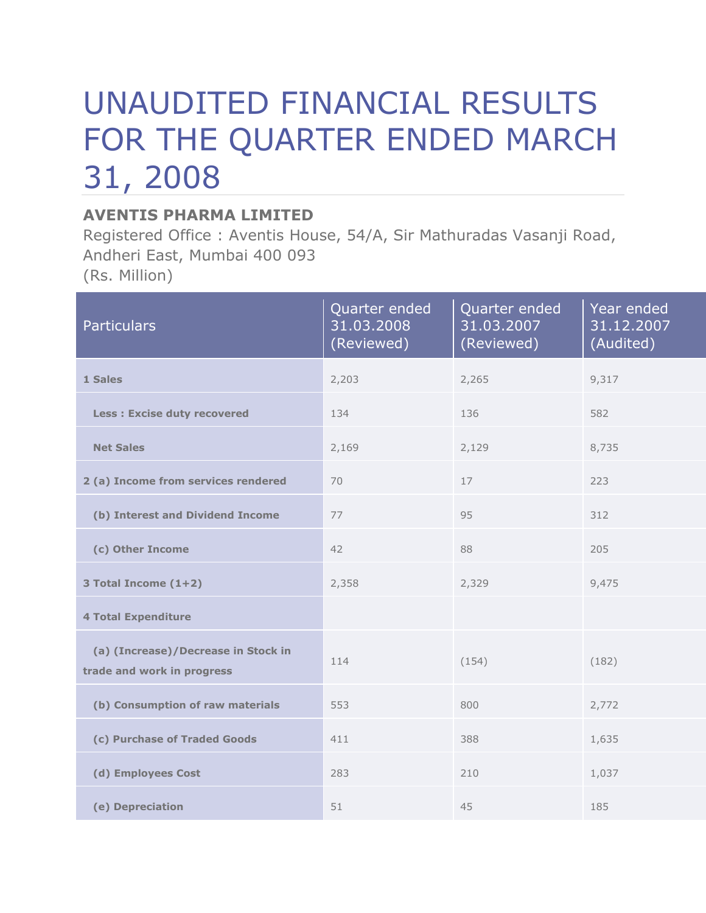# UNAUDITED FINANCIAL RESULTS FOR THE QUARTER ENDED MARCH 31, 2008

**AVENTIS PHARMA LIMITED**

Registered Office : Aventis House, 54/A, Sir Mathuradas Vasanji Road, Andheri East, Mumbai 400 093

(Rs. Million)

| Particulars | Quarter ended 31.03.2008 (Reviewed) | Quarter ended 31.03.2007 (Reviewed) | Year ended 31.12.2007 (Audited) |
|---|---|---|---|
| **1 Sales** | 2,203 | 2,265 | 9,317 |
| **Less : Excise duty recovered** | 134 | 136 | 582 |
| **Net Sales** | 2,169 | 2,129 | 8,735 |
| **2 (a) Income from services rendered** | 70 | 17 | 223 |
| **(b) Interest and Dividend Income** | 77 | 95 | 312 |
| **(c) Other Income** | 42 | 88 | 205 |
| **3 Total Income (1+2)** | 2,358 | 2,329 | 9,475 |
| **4 Total Expenditure** | | | |
| **(a) (Increase)/Decrease in Stock in trade and work in progress** | 114 | (154) | (182) |
| **(b) Consumption of raw materials** | 553 | 800 | 2,772 |
| **(c) Purchase of Traded Goods** | 411 | 388 | 1,635 |
| **(d) Employees Cost** | 283 | 210 | 1,037 |
| **(e) Depreciation** | 51 | 45 | 185 |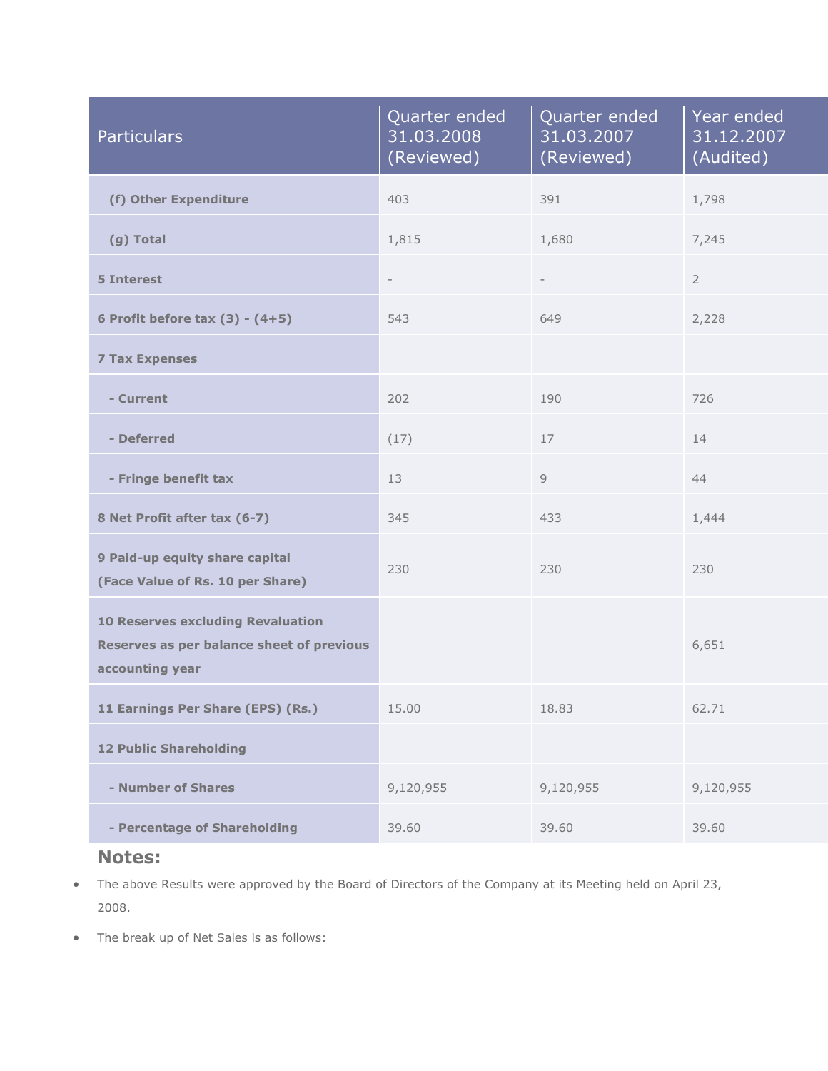| Particulars | Quarter ended 31.03.2008 (Reviewed) | Quarter ended 31.03.2007 (Reviewed) | Year ended 31.12.2007 (Audited) |
| --- | --- | --- | --- |
| **(f) Other Expenditure** | 403 | 391 | 1,798 |
| **(g) Total** | 1,815 | 1,680 | 7,245 |
| **5 Interest** | - | - | 2 |
| **6 Profit before tax (3) - (4+5)** | 543 | 649 | 2,228 |
| **7 Tax Expenses** | | | |
| **- Current** | 202 | 190 | 726 |
| **- Deferred** | (17) | 17 | 14 |
| **- Fringe benefit tax** | 13 | 9 | 44 |
| **8 Net Profit after tax (6-7)** | 345 | 433 | 1,444 |
| **9 Paid-up equity share capital (Face Value of Rs. 10 per Share)** | 230 | 230 | 230 |
| **10 Reserves excluding Revaluation Reserves as per balance sheet of previous accounting year** | | | 6,651 |
| **11 Earnings Per Share (EPS) (Rs.)** | 15.00 | 18.83 | 62.71 |
| **12 Public Shareholding** | | | |
| **- Number of Shares** | 9,120,955 | 9,120,955 | 9,120,955 |
| **- Percentage of Shareholding** | 39.60 | 39.60 | 39.60 |

## Notes:

- The above Results were approved by the Board of Directors of the Company at its Meeting held on April 23, 2008.
- The break up of Net Sales is as follows: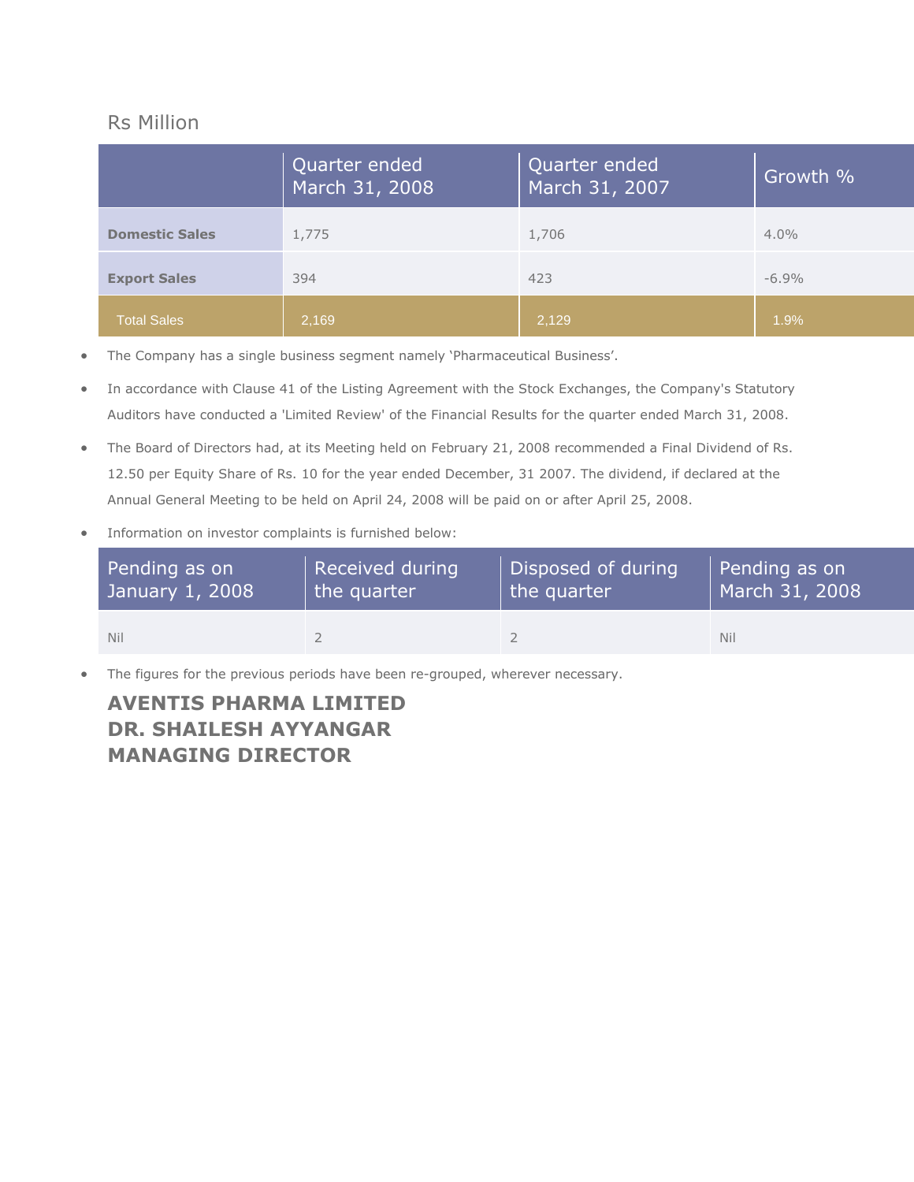Rs Million

| | Quarter ended March 31, 2008 | Quarter ended March 31, 2007 | Growth % |
|---|---|---|---|
| **Domestic Sales** | 1,775 | 1,706 | 4.0% |
| **Export Sales** | 394 | 423 | -6.9% |
| Total Sales | 2,169 | 2,129 | 1.9% |

- The Company has a single business segment namely 'Pharmaceutical Business'.
- In accordance with Clause 41 of the Listing Agreement with the Stock Exchanges, the Company's Statutory Auditors have conducted a 'Limited Review' of the Financial Results for the quarter ended March 31, 2008.
- The Board of Directors had, at its Meeting held on February 21, 2008 recommended a Final Dividend of Rs. 12.50 per Equity Share of Rs. 10 for the year ended December, 31 2007. The dividend, if declared at the Annual General Meeting to be held on April 24, 2008 will be paid on or after April 25, 2008.
- Information on investor complaints is furnished below:

| Pending as on January 1, 2008 | Received during the quarter | Disposed of during the quarter | Pending as on March 31, 2008 |
|---|---|---|---|
| Nil | 2 | 2 | Nil |

- The figures for the previous periods have been re-grouped, wherever necessary.

**AVENTIS PHARMA LIMITED**
**DR. SHAILESH AYYANGAR**
**MANAGING DIRECTOR**